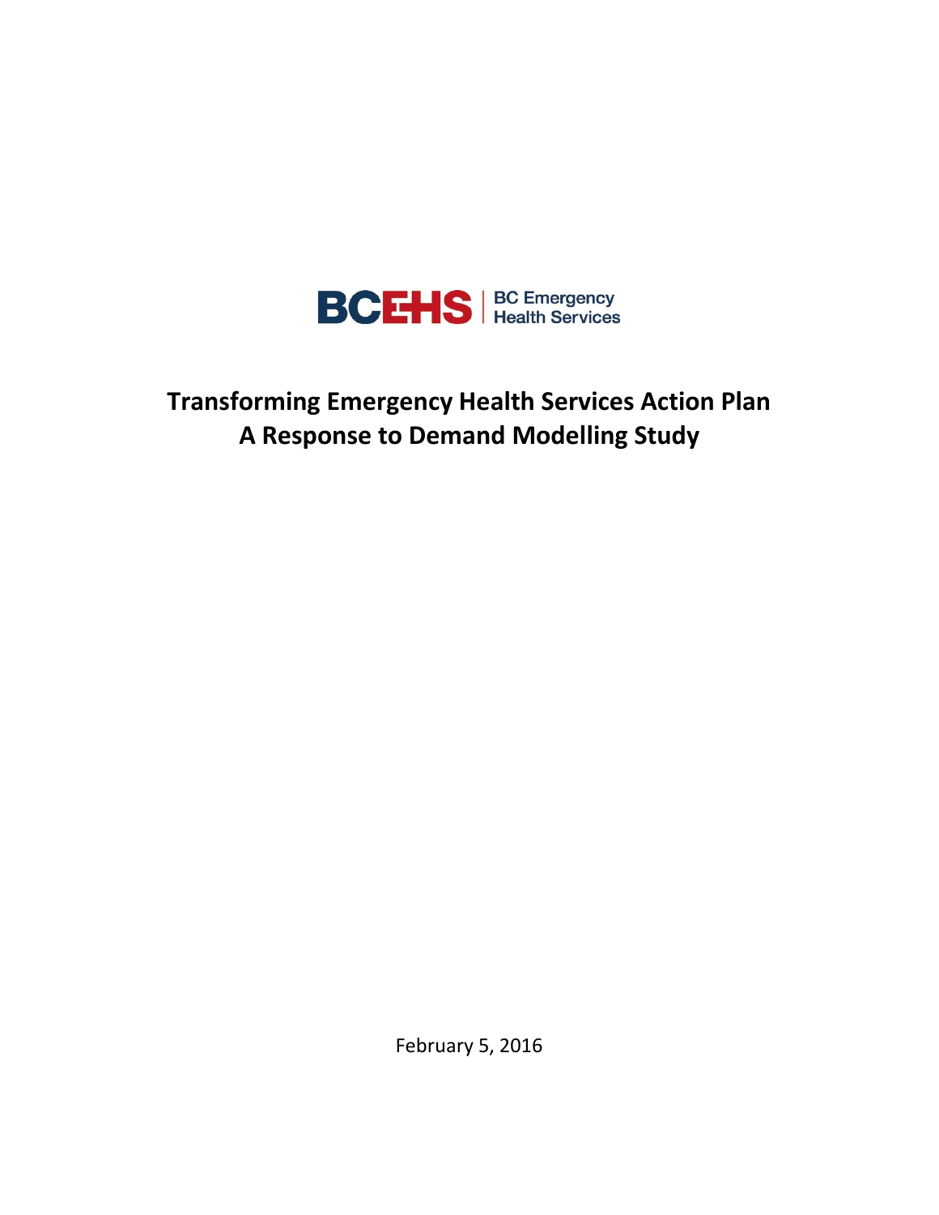BCEHS | BC Emergency Health Services

# Transforming Emergency Health Services Action Plan
# A Response to Demand Modelling Study

February 5, 2016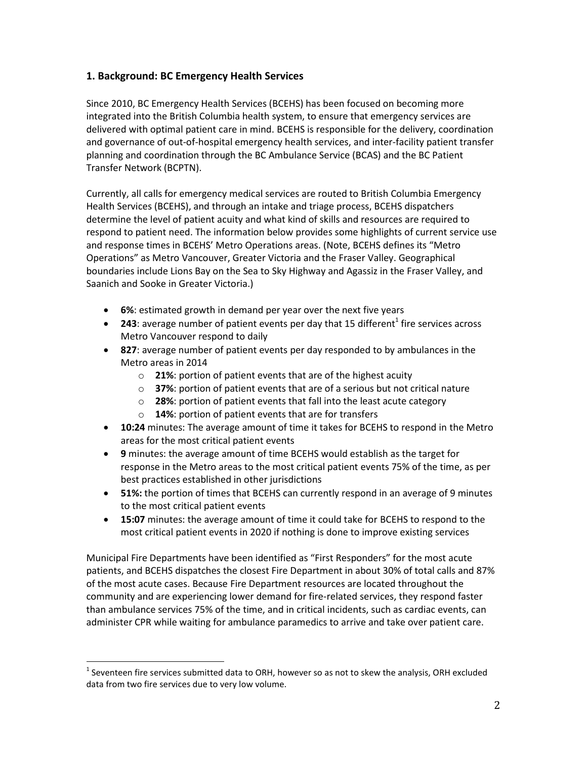## 1. Background: BC Emergency Health Services

Since 2010, BC Emergency Health Services (BCEHS) has been focused on becoming more integrated into the British Columbia health system, to ensure that emergency services are delivered with optimal patient care in mind. BCEHS is responsible for the delivery, coordination and governance of out-of-hospital emergency health services, and inter-facility patient transfer planning and coordination through the BC Ambulance Service (BCAS) and the BC Patient Transfer Network (BCPTN).

Currently, all calls for emergency medical services are routed to British Columbia Emergency Health Services (BCEHS), and through an intake and triage process, BCEHS dispatchers determine the level of patient acuity and what kind of skills and resources are required to respond to patient need. The information below provides some highlights of current service use and response times in BCEHS' Metro Operations areas. (Note, BCEHS defines its "Metro Operations" as Metro Vancouver, Greater Victoria and the Fraser Valley. Geographical boundaries include Lions Bay on the Sea to Sky Highway and Agassiz in the Fraser Valley, and Saanich and Sooke in Greater Victoria.)

- **6%**: estimated growth in demand per year over the next five years
- **243**: average number of patient events per day that 15 different[1] fire services across Metro Vancouver respond to daily
- **827**: average number of patient events per day responded to by ambulances in the Metro areas in 2014
  - **21%**: portion of patient events that are of the highest acuity
  - **37%**: portion of patient events that are of a serious but not critical nature
  - **28%**: portion of patient events that fall into the least acute category
  - **14%**: portion of patient events that are for transfers
- **10:24** minutes: The average amount of time it takes for BCEHS to respond in the Metro areas for the most critical patient events
- **9** minutes: the average amount of time BCEHS would establish as the target for response in the Metro areas to the most critical patient events 75% of the time, as per best practices established in other jurisdictions
- **51%:** the portion of times that BCEHS can currently respond in an average of 9 minutes to the most critical patient events
- **15:07** minutes: the average amount of time it could take for BCEHS to respond to the most critical patient events in 2020 if nothing is done to improve existing services

Municipal Fire Departments have been identified as "First Responders" for the most acute patients, and BCEHS dispatches the closest Fire Department in about 30% of total calls and 87% of the most acute cases. Because Fire Department resources are located throughout the community and are experiencing lower demand for fire-related services, they respond faster than ambulance services 75% of the time, and in critical incidents, such as cardiac events, can administer CPR while waiting for ambulance paramedics to arrive and take over patient care.

[1] Seventeen fire services submitted data to ORH, however so as not to skew the analysis, ORH excluded data from two fire services due to very low volume.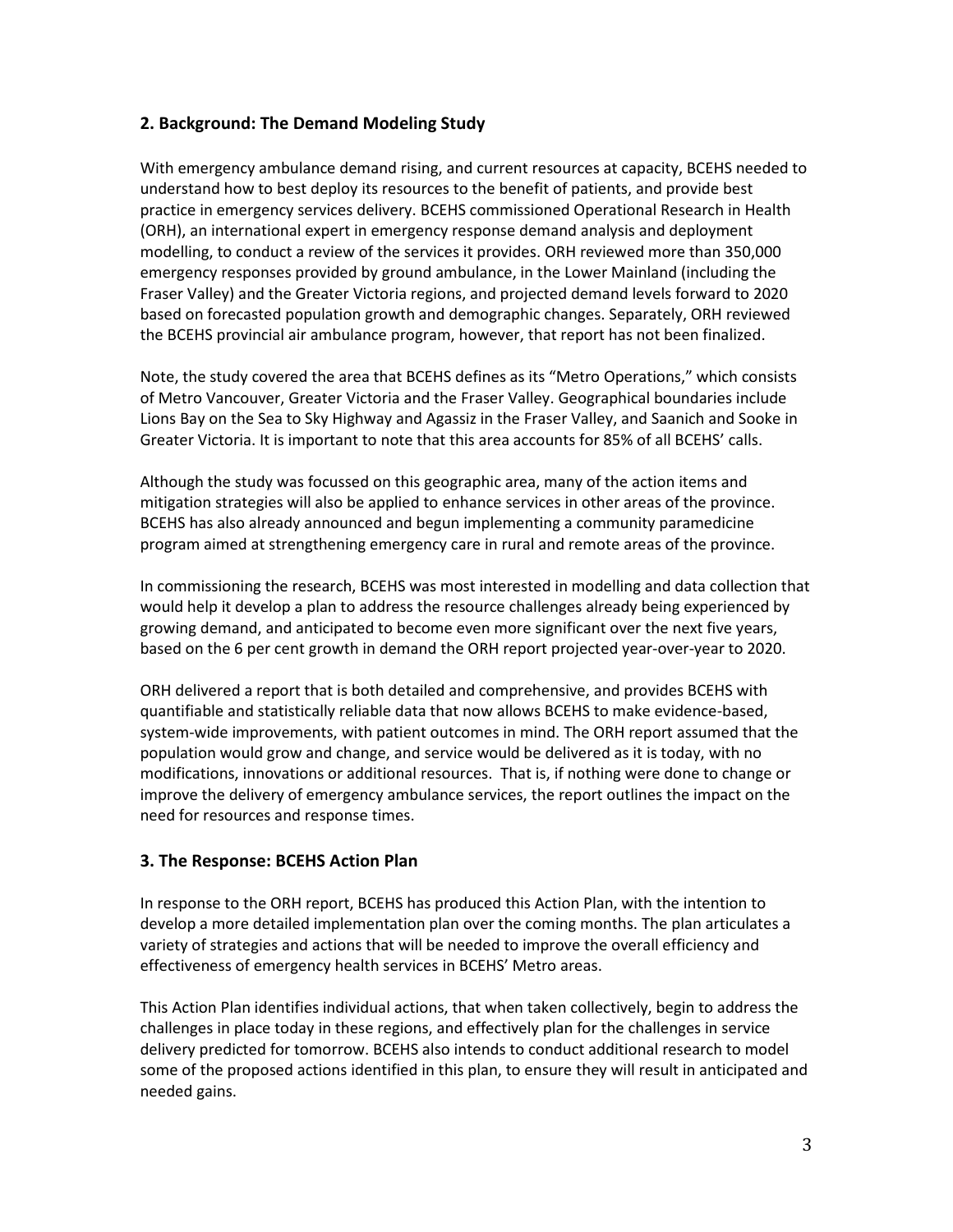## 2. Background: The Demand Modeling Study

With emergency ambulance demand rising, and current resources at capacity, BCEHS needed to understand how to best deploy its resources to the benefit of patients, and provide best practice in emergency services delivery. BCEHS commissioned Operational Research in Health (ORH), an international expert in emergency response demand analysis and deployment modelling, to conduct a review of the services it provides. ORH reviewed more than 350,000 emergency responses provided by ground ambulance, in the Lower Mainland (including the Fraser Valley) and the Greater Victoria regions, and projected demand levels forward to 2020 based on forecasted population growth and demographic changes. Separately, ORH reviewed the BCEHS provincial air ambulance program, however, that report has not been finalized.

Note, the study covered the area that BCEHS defines as its "Metro Operations," which consists of Metro Vancouver, Greater Victoria and the Fraser Valley. Geographical boundaries include Lions Bay on the Sea to Sky Highway and Agassiz in the Fraser Valley, and Saanich and Sooke in Greater Victoria. It is important to note that this area accounts for 85% of all BCEHS' calls.

Although the study was focussed on this geographic area, many of the action items and mitigation strategies will also be applied to enhance services in other areas of the province. BCEHS has also already announced and begun implementing a community paramedicine program aimed at strengthening emergency care in rural and remote areas of the province.

In commissioning the research, BCEHS was most interested in modelling and data collection that would help it develop a plan to address the resource challenges already being experienced by growing demand, and anticipated to become even more significant over the next five years, based on the 6 per cent growth in demand the ORH report projected year-over-year to 2020.

ORH delivered a report that is both detailed and comprehensive, and provides BCEHS with quantifiable and statistically reliable data that now allows BCEHS to make evidence-based, system-wide improvements, with patient outcomes in mind. The ORH report assumed that the population would grow and change, and service would be delivered as it is today, with no modifications, innovations or additional resources. That is, if nothing were done to change or improve the delivery of emergency ambulance services, the report outlines the impact on the need for resources and response times.

## 3. The Response: BCEHS Action Plan

In response to the ORH report, BCEHS has produced this Action Plan, with the intention to develop a more detailed implementation plan over the coming months. The plan articulates a variety of strategies and actions that will be needed to improve the overall efficiency and effectiveness of emergency health services in BCEHS' Metro areas.

This Action Plan identifies individual actions, that when taken collectively, begin to address the challenges in place today in these regions, and effectively plan for the challenges in service delivery predicted for tomorrow. BCEHS also intends to conduct additional research to model some of the proposed actions identified in this plan, to ensure they will result in anticipated and needed gains.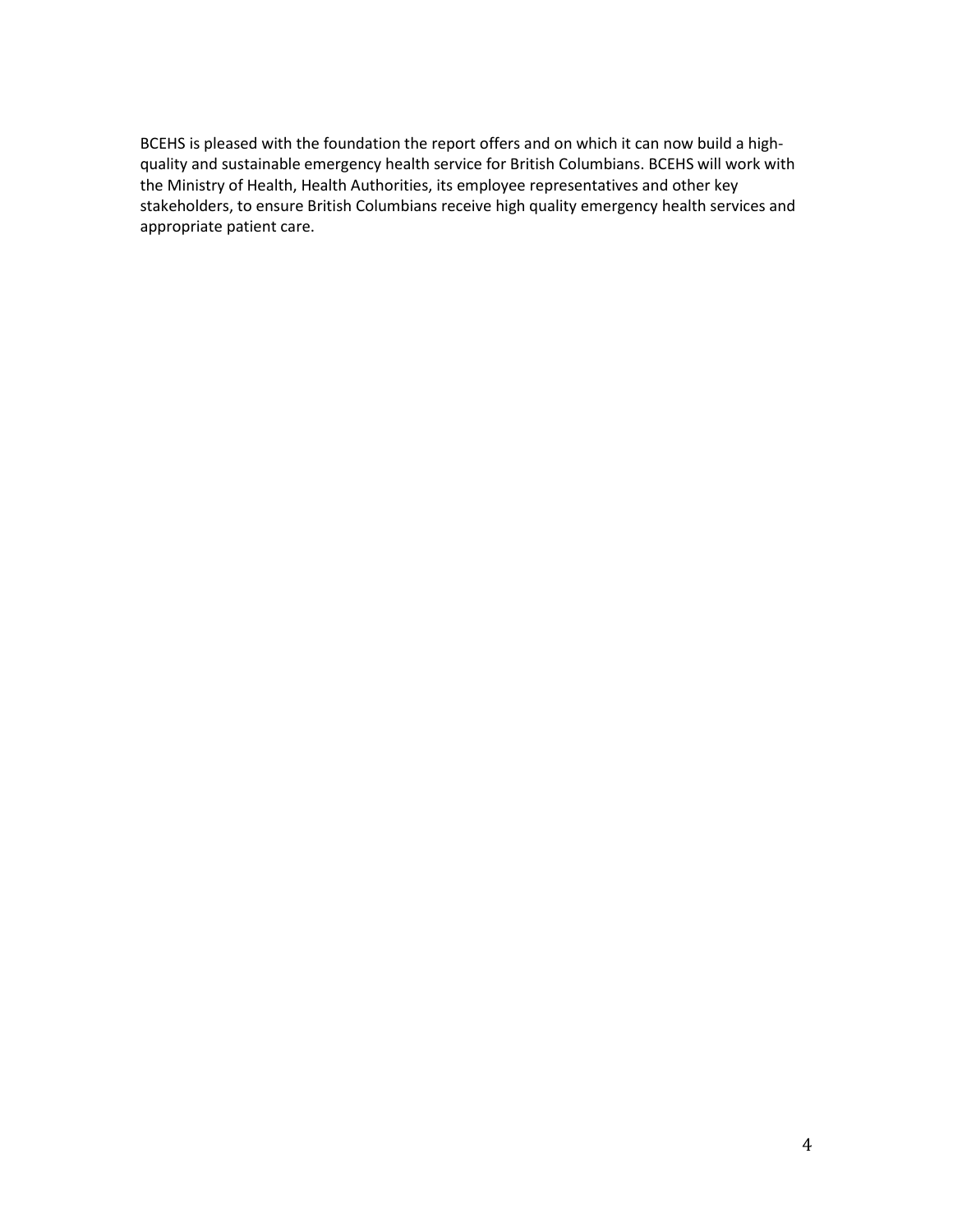BCEHS is pleased with the foundation the report offers and on which it can now build a high-quality and sustainable emergency health service for British Columbians. BCEHS will work with the Ministry of Health, Health Authorities, its employee representatives and other key stakeholders, to ensure British Columbians receive high quality emergency health services and appropriate patient care.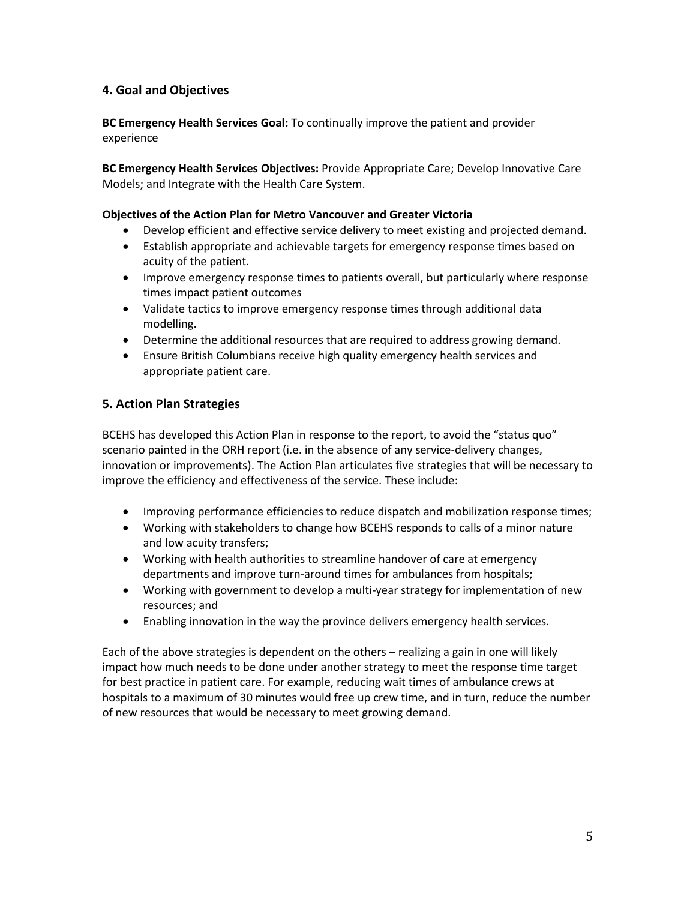## 4. Goal and Objectives

**BC Emergency Health Services Goal:** To continually improve the patient and provider experience

**BC Emergency Health Services Objectives:** Provide Appropriate Care; Develop Innovative Care Models; and Integrate with the Health Care System.

**Objectives of the Action Plan for Metro Vancouver and Greater Victoria**

- Develop efficient and effective service delivery to meet existing and projected demand.
- Establish appropriate and achievable targets for emergency response times based on acuity of the patient.
- Improve emergency response times to patients overall, but particularly where response times impact patient outcomes
- Validate tactics to improve emergency response times through additional data modelling.
- Determine the additional resources that are required to address growing demand.
- Ensure British Columbians receive high quality emergency health services and appropriate patient care.

## 5. Action Plan Strategies

BCEHS has developed this Action Plan in response to the report, to avoid the "status quo" scenario painted in the ORH report (i.e. in the absence of any service-delivery changes, innovation or improvements). The Action Plan articulates five strategies that will be necessary to improve the efficiency and effectiveness of the service. These include:

- Improving performance efficiencies to reduce dispatch and mobilization response times;
- Working with stakeholders to change how BCEHS responds to calls of a minor nature and low acuity transfers;
- Working with health authorities to streamline handover of care at emergency departments and improve turn-around times for ambulances from hospitals;
- Working with government to develop a multi-year strategy for implementation of new resources; and
- Enabling innovation in the way the province delivers emergency health services.

Each of the above strategies is dependent on the others – realizing a gain in one will likely impact how much needs to be done under another strategy to meet the response time target for best practice in patient care. For example, reducing wait times of ambulance crews at hospitals to a maximum of 30 minutes would free up crew time, and in turn, reduce the number of new resources that would be necessary to meet growing demand.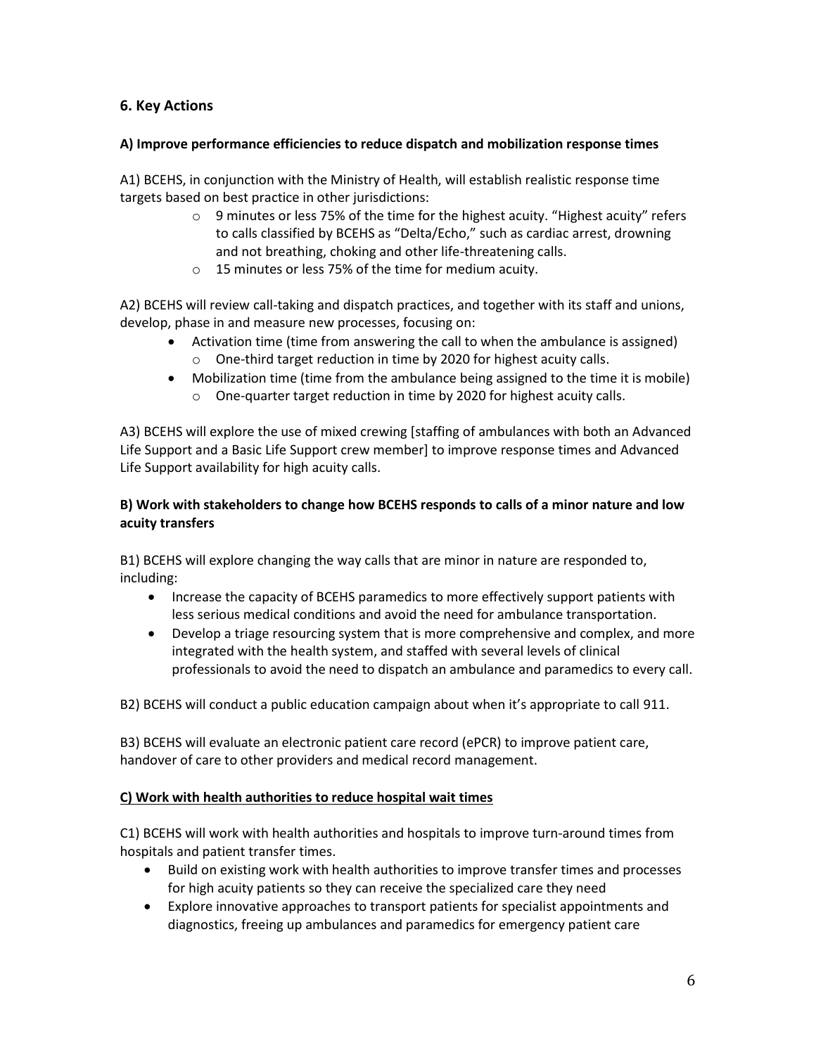## 6. Key Actions

**A) Improve performance efficiencies to reduce dispatch and mobilization response times**

A1) BCEHS, in conjunction with the Ministry of Health, will establish realistic response time targets based on best practice in other jurisdictions:

- 9 minutes or less 75% of the time for the highest acuity. "Highest acuity" refers to calls classified by BCEHS as "Delta/Echo," such as cardiac arrest, drowning and not breathing, choking and other life-threatening calls.
- 15 minutes or less 75% of the time for medium acuity.

A2) BCEHS will review call-taking and dispatch practices, and together with its staff and unions, develop, phase in and measure new processes, focusing on:

- Activation time (time from answering the call to when the ambulance is assigned)
  - One-third target reduction in time by 2020 for highest acuity calls.
- Mobilization time (time from the ambulance being assigned to the time it is mobile)
  - One-quarter target reduction in time by 2020 for highest acuity calls.

A3) BCEHS will explore the use of mixed crewing [staffing of ambulances with both an Advanced Life Support and a Basic Life Support crew member] to improve response times and Advanced Life Support availability for high acuity calls.

**B) Work with stakeholders to change how BCEHS responds to calls of a minor nature and low acuity transfers**

B1) BCEHS will explore changing the way calls that are minor in nature are responded to, including:

- Increase the capacity of BCEHS paramedics to more effectively support patients with less serious medical conditions and avoid the need for ambulance transportation.
- Develop a triage resourcing system that is more comprehensive and complex, and more integrated with the health system, and staffed with several levels of clinical professionals to avoid the need to dispatch an ambulance and paramedics to every call.

B2) BCEHS will conduct a public education campaign about when it's appropriate to call 911.

B3) BCEHS will evaluate an electronic patient care record (ePCR) to improve patient care, handover of care to other providers and medical record management.

**C) Work with health authorities to reduce hospital wait times**

C1) BCEHS will work with health authorities and hospitals to improve turn-around times from hospitals and patient transfer times.

- Build on existing work with health authorities to improve transfer times and processes for high acuity patients so they can receive the specialized care they need
- Explore innovative approaches to transport patients for specialist appointments and diagnostics, freeing up ambulances and paramedics for emergency patient care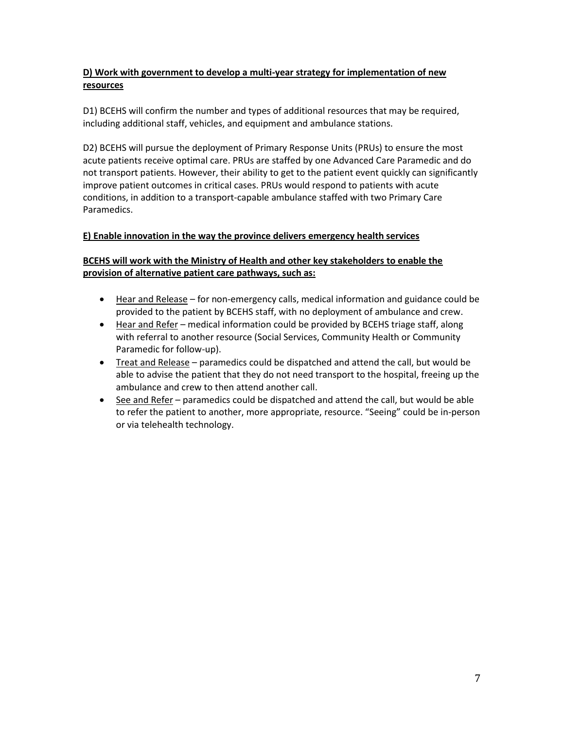**<u>D) Work with government to develop a multi-year strategy for implementation of new resources</u>**

D1) BCEHS will confirm the number and types of additional resources that may be required, including additional staff, vehicles, and equipment and ambulance stations.

D2) BCEHS will pursue the deployment of Primary Response Units (PRUs) to ensure the most acute patients receive optimal care. PRUs are staffed by one Advanced Care Paramedic and do not transport patients. However, their ability to get to the patient event quickly can significantly improve patient outcomes in critical cases. PRUs would respond to patients with acute conditions, in addition to a transport-capable ambulance staffed with two Primary Care Paramedics.

**<u>E) Enable innovation in the way the province delivers emergency health services</u>**

**<u>BCEHS will work with the Ministry of Health and other key stakeholders to enable the provision of alternative patient care pathways, such as:</u>**

- <u>Hear and Release</u> – for non-emergency calls, medical information and guidance could be provided to the patient by BCEHS staff, with no deployment of ambulance and crew.
- <u>Hear and Refer</u> – medical information could be provided by BCEHS triage staff, along with referral to another resource (Social Services, Community Health or Community Paramedic for follow-up).
- <u>Treat and Release</u> – paramedics could be dispatched and attend the call, but would be able to advise the patient that they do not need transport to the hospital, freeing up the ambulance and crew to then attend another call.
- <u>See and Refer</u> – paramedics could be dispatched and attend the call, but would be able to refer the patient to another, more appropriate, resource. "Seeing" could be in-person or via telehealth technology.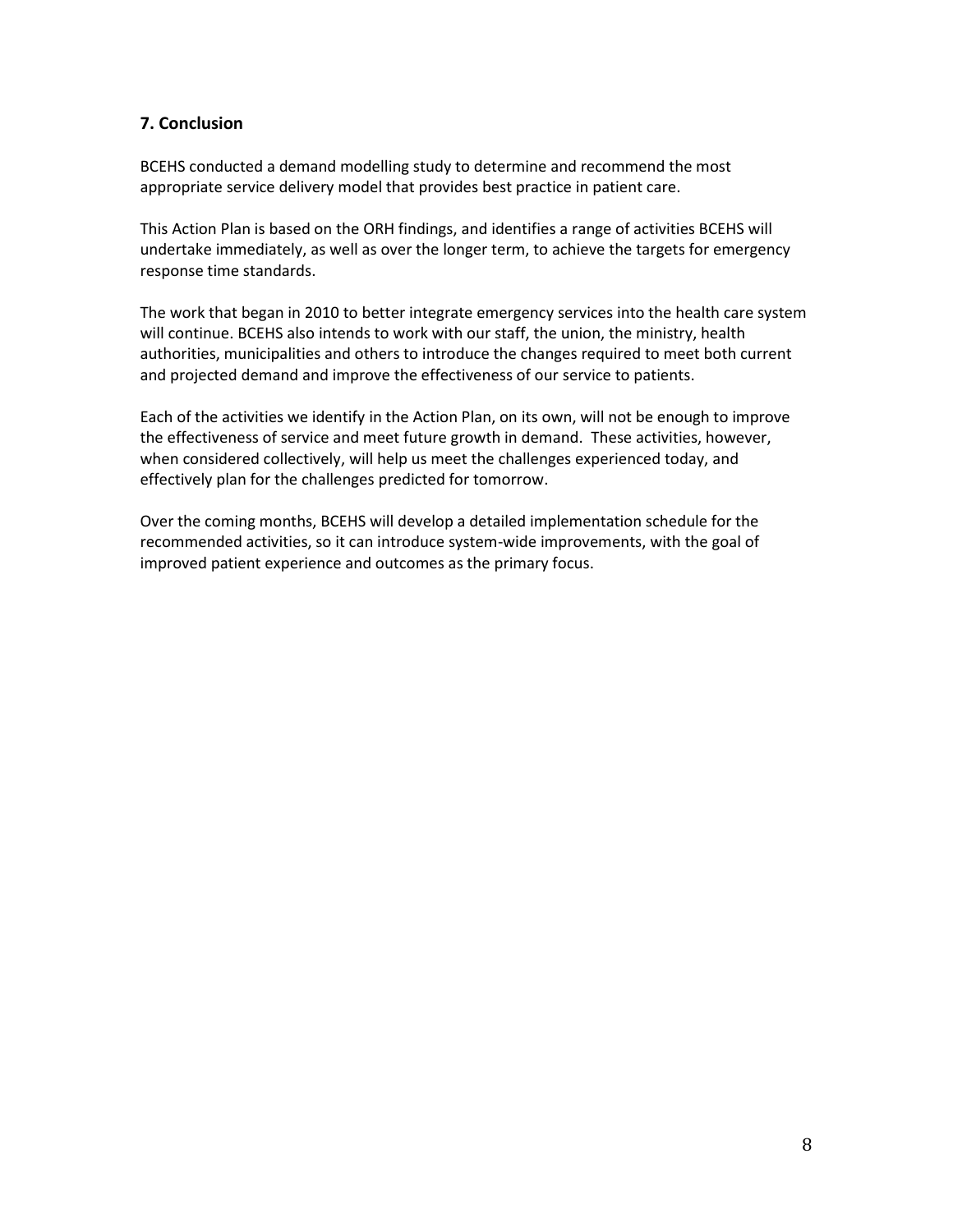## 7. Conclusion

BCEHS conducted a demand modelling study to determine and recommend the most appropriate service delivery model that provides best practice in patient care.

This Action Plan is based on the ORH findings, and identifies a range of activities BCEHS will undertake immediately, as well as over the longer term, to achieve the targets for emergency response time standards.

The work that began in 2010 to better integrate emergency services into the health care system will continue. BCEHS also intends to work with our staff, the union, the ministry, health authorities, municipalities and others to introduce the changes required to meet both current and projected demand and improve the effectiveness of our service to patients.

Each of the activities we identify in the Action Plan, on its own, will not be enough to improve the effectiveness of service and meet future growth in demand. These activities, however, when considered collectively, will help us meet the challenges experienced today, and effectively plan for the challenges predicted for tomorrow.

Over the coming months, BCEHS will develop a detailed implementation schedule for the recommended activities, so it can introduce system-wide improvements, with the goal of improved patient experience and outcomes as the primary focus.